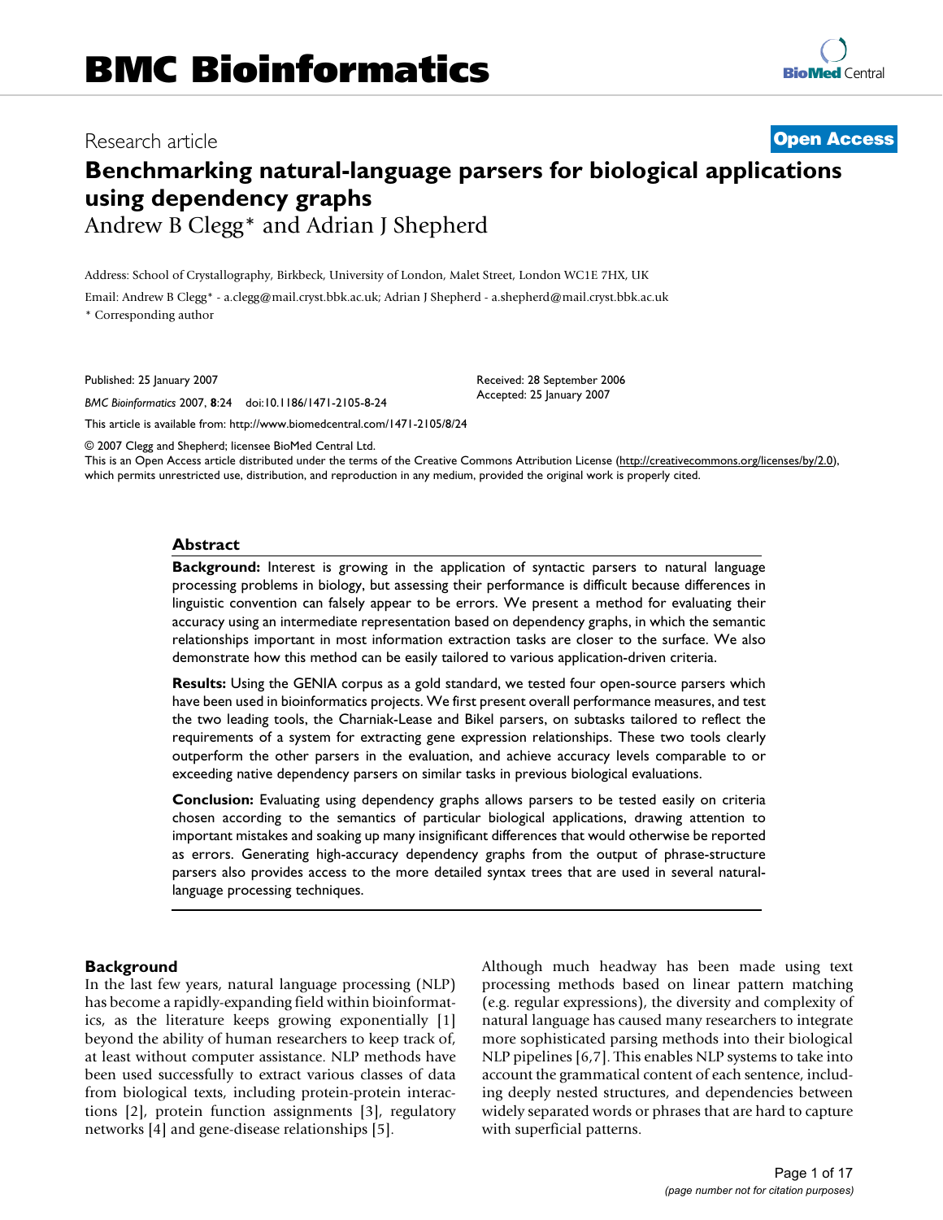# BMC Bioinformatics

Research article **Open Access**

# Benchmarking natural-language parsers for biological applications using dependency graphs

Andrew B Clegg* and Adrian J Shepherd

Address: School of Crystallography, Birkbeck, University of London, Malet Street, London WC1E 7HX, UK

Email: Andrew B Clegg* - a.clegg@mail.cryst.bbk.ac.uk; Adrian J Shepherd - a.shepherd@mail.cryst.bbk.ac.uk

* Corresponding author

Published: 25 January 2007

*BMC Bioinformatics* 2007, **8**:24 doi:10.1186/1471-2105-8-24

Received: 28 September 2006
Accepted: 25 January 2007

This article is available from: http://www.biomedcentral.com/1471-2105/8/24

© 2007 Clegg and Shepherd; licensee BioMed Central Ltd.
This is an Open Access article distributed under the terms of the Creative Commons Attribution License (http://creativecommons.org/licenses/by/2.0), which permits unrestricted use, distribution, and reproduction in any medium, provided the original work is properly cited.

## Abstract

**Background:** Interest is growing in the application of syntactic parsers to natural language processing problems in biology, but assessing their performance is difficult because differences in linguistic convention can falsely appear to be errors. We present a method for evaluating their accuracy using an intermediate representation based on dependency graphs, in which the semantic relationships important in most information extraction tasks are closer to the surface. We also demonstrate how this method can be easily tailored to various application-driven criteria.

**Results:** Using the GENIA corpus as a gold standard, we tested four open-source parsers which have been used in bioinformatics projects. We first present overall performance measures, and test the two leading tools, the Charniak-Lease and Bikel parsers, on subtasks tailored to reflect the requirements of a system for extracting gene expression relationships. These two tools clearly outperform the other parsers in the evaluation, and achieve accuracy levels comparable to or exceeding native dependency parsers on similar tasks in previous biological evaluations.

**Conclusion:** Evaluating using dependency graphs allows parsers to be tested easily on criteria chosen according to the semantics of particular biological applications, drawing attention to important mistakes and soaking up many insignificant differences that would otherwise be reported as errors. Generating high-accuracy dependency graphs from the output of phrase-structure parsers also provides access to the more detailed syntax trees that are used in several natural-language processing techniques.

## Background

In the last few years, natural language processing (NLP) has become a rapidly-expanding field within bioinformatics, as the literature keeps growing exponentially [1] beyond the ability of human researchers to keep track of, at least without computer assistance. NLP methods have been used successfully to extract various classes of data from biological texts, including protein-protein interactions [2], protein function assignments [3], regulatory networks [4] and gene-disease relationships [5].

Although much headway has been made using text processing methods based on linear pattern matching (e.g. regular expressions), the diversity and complexity of natural language has caused many researchers to integrate more sophisticated parsing methods into their biological NLP pipelines [6,7]. This enables NLP systems to take into account the grammatical content of each sentence, including deeply nested structures, and dependencies between widely separated words or phrases that are hard to capture with superficial patterns.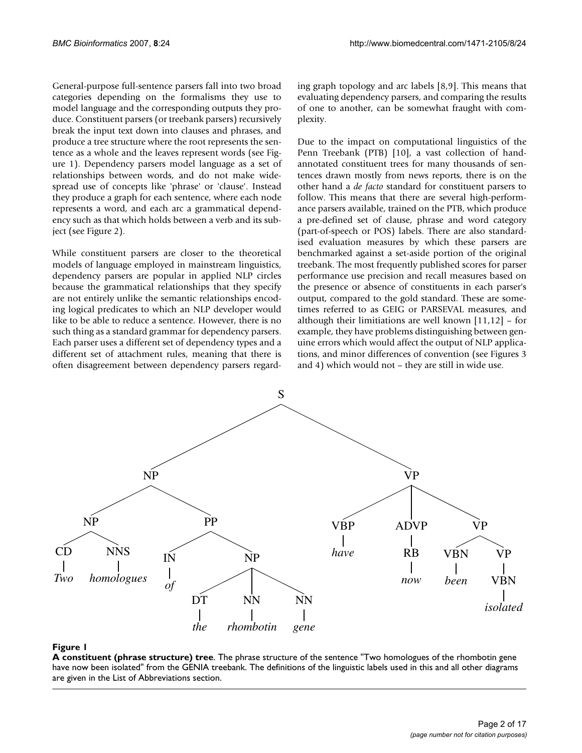General-purpose full-sentence parsers fall into two broad categories depending on the formalisms they use to model language and the corresponding outputs they produce. Constituent parsers (or treebank parsers) recursively break the input text down into clauses and phrases, and produce a tree structure where the root represents the sentence as a whole and the leaves represent words (see Figure 1). Dependency parsers model language as a set of relationships between words, and do not make widespread use of concepts like 'phrase' or 'clause'. Instead they produce a graph for each sentence, where each node represents a word, and each arc a grammatical dependency such as that which holds between a verb and its subject (see Figure 2).

While constituent parsers are closer to the theoretical models of language employed in mainstream linguistics, dependency parsers are popular in applied NLP circles because the grammatical relationships that they specify are not entirely unlike the semantic relationships encoding logical predicates to which an NLP developer would like to be able to reduce a sentence. However, there is no such thing as a standard grammar for dependency parsers. Each parser uses a different set of dependency types and a different set of attachment rules, meaning that there is often disagreement between dependency parsers regarding graph topology and arc labels [8,9]. This means that evaluating dependency parsers, and comparing the results of one to another, can be somewhat fraught with complexity.

Due to the impact on computational linguistics of the Penn Treebank (PTB) [10], a vast collection of hand-annotated constituent trees for many thousands of sentences drawn mostly from news reports, there is on the other hand a *de facto* standard for constituent parsers to follow. This means that there are several high-performance parsers available, trained on the PTB, which produce a pre-defined set of clause, phrase and word category (part-of-speech or POS) labels. There are also standardised evaluation measures by which these parsers are benchmarked against a set-aside portion of the original treebank. The most frequently published scores for parser performance use precision and recall measures based on the presence or absence of constituents in each parser's output, compared to the gold standard. These are sometimes referred to as GEIG or PARSEVAL measures, and although their limitiations are well known [11,12] – for example, they have problems distinguishing between genuine errors which would affect the output of NLP applications, and minor differences of convention (see Figures 3 and 4) which would not – they are still in wide use.

```
S
├── NP
│   ├── NP
│   │   ├── CD — Two
│   │   └── NNS — homologues
│   └── PP
│       ├── IN — of
│       └── NP
│           ├── DT — the
│           ├── NN — rhombotin
│           └── NN — gene
└── VP
    ├── VBP — have
    ├── ADVP
    │   └── RB — now
    └── VP
        ├── VBN — been
        └── VP
            └── VBN — isolated
```

**Figure 1**

**A constituent (phrase structure) tree**. The phrase structure of the sentence "Two homologues of the rhombotin gene have now been isolated" from the GENIA treebank. The definitions of the linguistic labels used in this and all other diagrams are given in the List of Abbreviations section.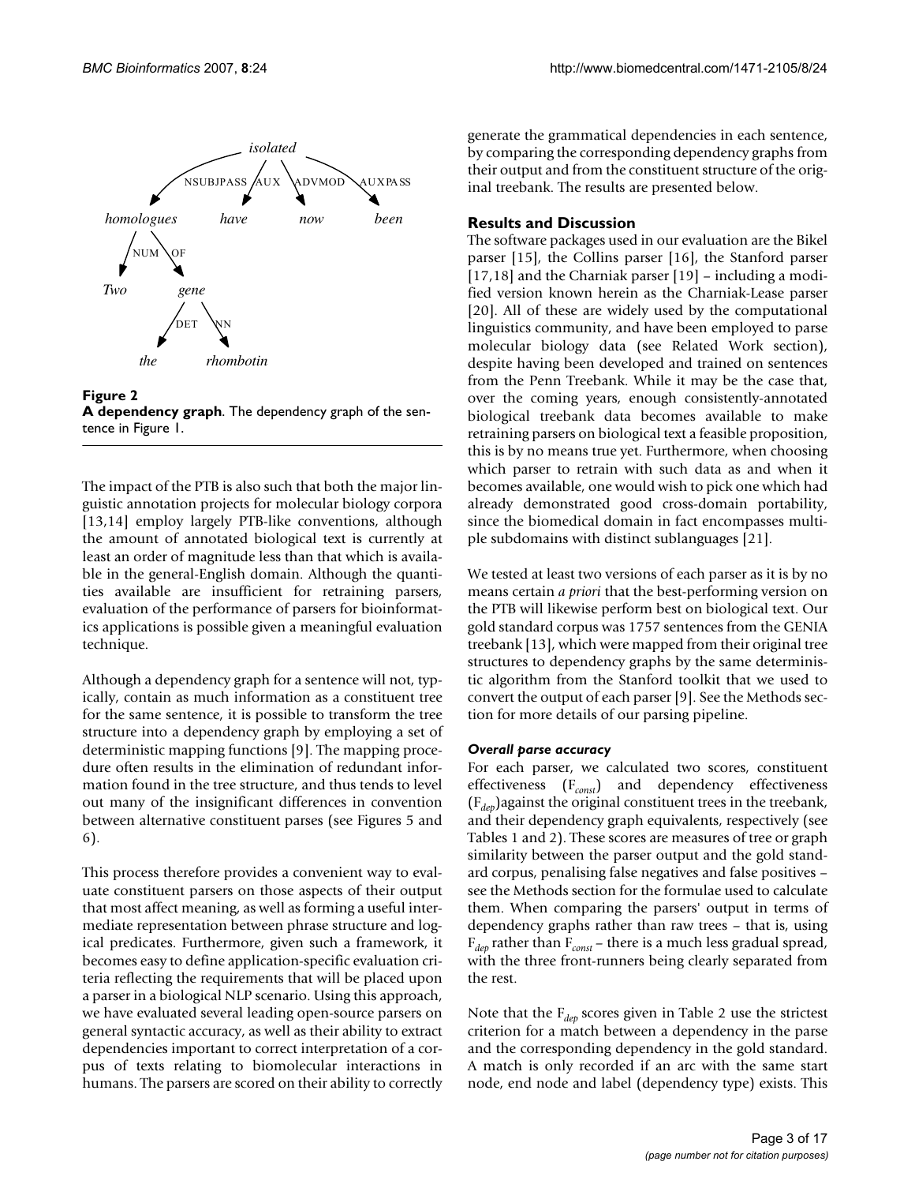isolated

NSUBJPASS AUX ADVMOD AUXPASS

homologues have now been

NUM OF

Two gene

DET NN

the rhombotin

**Figure 2**
**A dependency graph**. The dependency graph of the sentence in Figure 1.

The impact of the PTB is also such that both the major linguistic annotation projects for molecular biology corpora [13,14] employ largely PTB-like conventions, although the amount of annotated biological text is currently at least an order of magnitude less than that which is available in the general-English domain. Although the quantities available are insufficient for retraining parsers, evaluation of the performance of parsers for bioinformatics applications is possible given a meaningful evaluation technique.

Although a dependency graph for a sentence will not, typically, contain as much information as a constituent tree for the same sentence, it is possible to transform the tree structure into a dependency graph by employing a set of deterministic mapping functions [9]. The mapping procedure often results in the elimination of redundant information found in the tree structure, and thus tends to level out many of the insignificant differences in convention between alternative constituent parses (see Figures 5 and 6).

This process therefore provides a convenient way to evaluate constituent parsers on those aspects of their output that most affect meaning, as well as forming a useful intermediate representation between phrase structure and logical predicates. Furthermore, given such a framework, it becomes easy to define application-specific evaluation criteria reflecting the requirements that will be placed upon a parser in a biological NLP scenario. Using this approach, we have evaluated several leading open-source parsers on general syntactic accuracy, as well as their ability to extract dependencies important to correct interpretation of a corpus of texts relating to biomolecular interactions in humans. The parsers are scored on their ability to correctly generate the grammatical dependencies in each sentence, by comparing the corresponding dependency graphs from their output and from the constituent structure of the original treebank. The results are presented below.

## Results and Discussion

The software packages used in our evaluation are the Bikel parser [15], the Collins parser [16], the Stanford parser [17,18] and the Charniak parser [19] – including a modified version known herein as the Charniak-Lease parser [20]. All of these are widely used by the computational linguistics community, and have been employed to parse molecular biology data (see Related Work section), despite having been developed and trained on sentences from the Penn Treebank. While it may be the case that, over the coming years, enough consistently-annotated biological treebank data becomes available to make retraining parsers on biological text a feasible proposition, this is by no means true yet. Furthermore, when choosing which parser to retrain with such data as and when it becomes available, one would wish to pick one which had already demonstrated good cross-domain portability, since the biomedical domain in fact encompasses multiple subdomains with distinct sublanguages [21].

We tested at least two versions of each parser as it is by no means certain *a priori* that the best-performing version on the PTB will likewise perform best on biological text. Our gold standard corpus was 1757 sentences from the GENIA treebank [13], which were mapped from their original tree structures to dependency graphs by the same deterministic algorithm from the Stanford toolkit that we used to convert the output of each parser [9]. See the Methods section for more details of our parsing pipeline.

### *Overall parse accuracy*

For each parser, we calculated two scores, constituent effectiveness ($F_{const}$) and dependency effectiveness ($F_{dep}$)against the original constituent trees in the treebank, and their dependency graph equivalents, respectively (see Tables 1 and 2). These scores are measures of tree or graph similarity between the parser output and the gold standard corpus, penalising false negatives and false positives – see the Methods section for the formulae used to calculate them. When comparing the parsers' output in terms of dependency graphs rather than raw trees – that is, using $F_{dep}$ rather than $F_{const}$ – there is a much less gradual spread, with the three front-runners being clearly separated from the rest.

Note that the $F_{dep}$ scores given in Table 2 use the strictest criterion for a match between a dependency in the parse and the corresponding dependency in the gold standard. A match is only recorded if an arc with the same start node, end node and label (dependency type) exists. This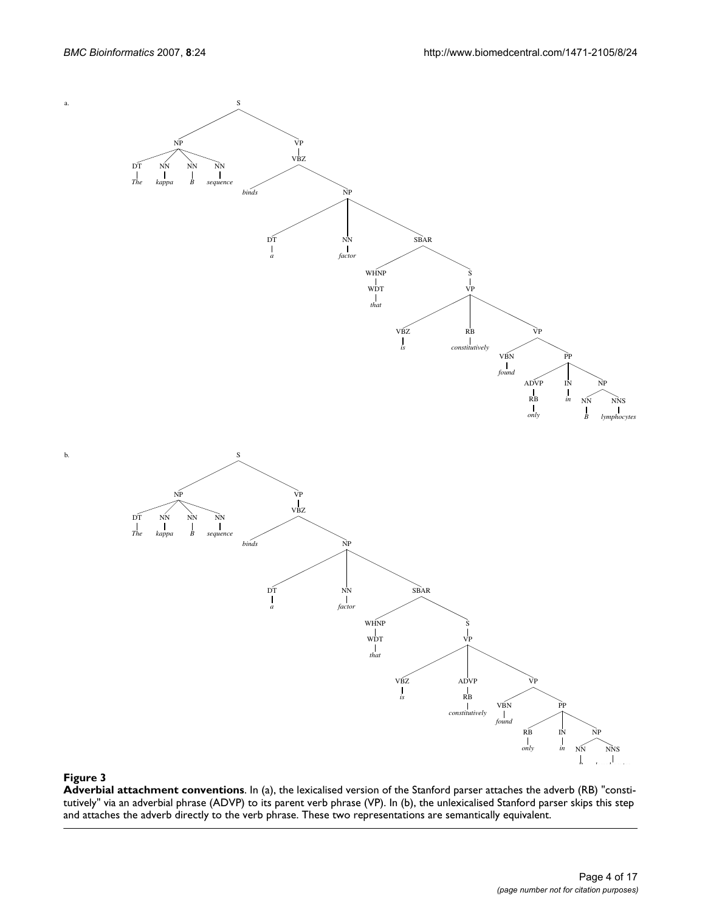**Figure 3**

**Adverbial attachment conventions**. In (a), the lexicalised version of the Stanford parser attaches the adverb (RB) "constitutively" via an adverbial phrase (ADVP) to its parent verb phrase (VP). In (b), the unlexicalised Stanford parser skips this step and attaches the adverb directly to the verb phrase. These two representations are semantically equivalent.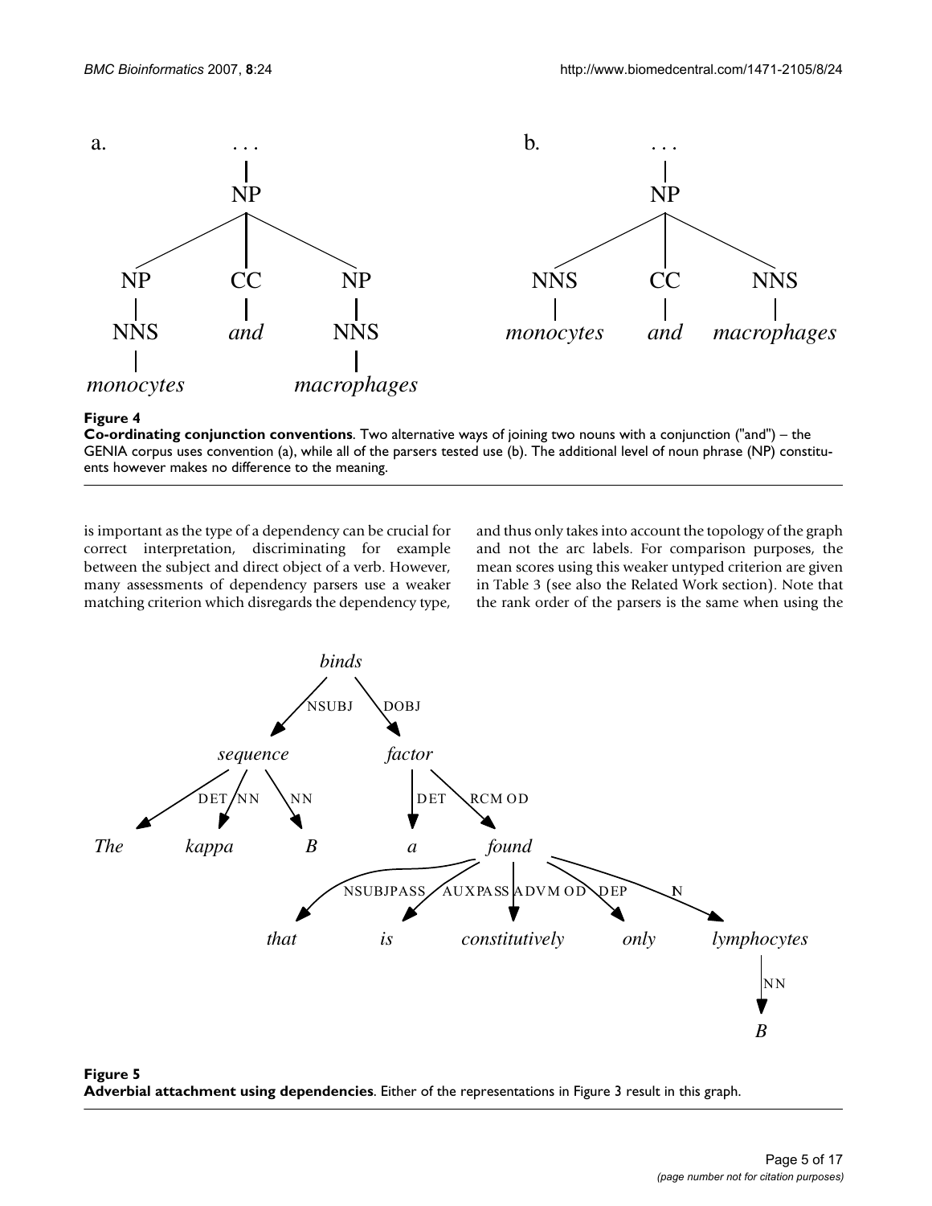**Figure 4**

**Co-ordinating conjunction conventions**. Two alternative ways of joining two nouns with a conjunction ("and") – the GENIA corpus uses convention (a), while all of the parsers tested use (b). The additional level of noun phrase (NP) constituents however makes no difference to the meaning.

is important as the type of a dependency can be crucial for correct interpretation, discriminating for example between the subject and direct object of a verb. However, many assessments of dependency parsers use a weaker matching criterion which disregards the dependency type, and thus only takes into account the topology of the graph and not the arc labels. For comparison purposes, the mean scores using this weaker untyped criterion are given in Table 3 (see also the Related Work section). Note that the rank order of the parsers is the same when using the

**Figure 5**

**Adverbial attachment using dependencies**. Either of the representations in Figure 3 result in this graph.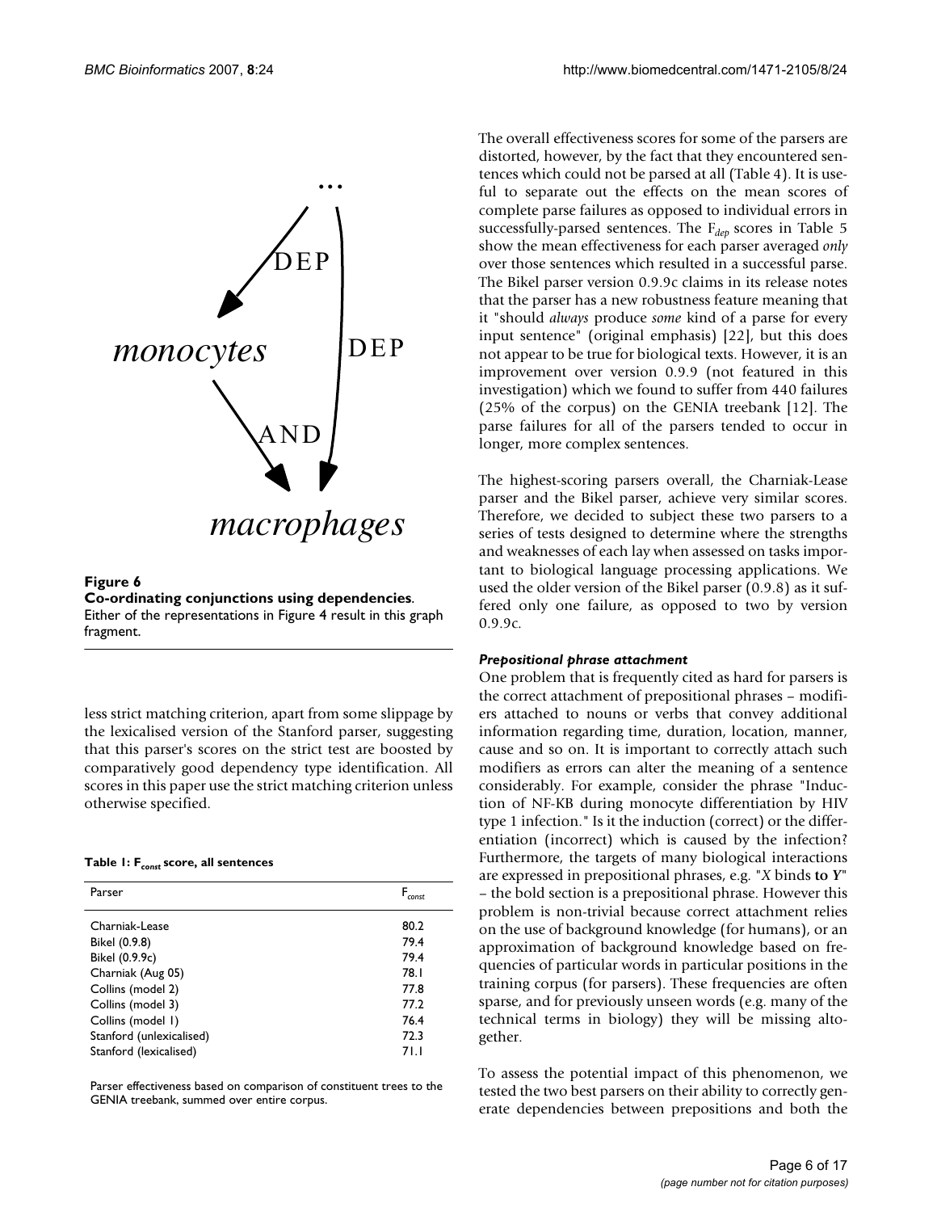**Figure 6**
**Co-ordinating conjunctions using dependencies**. Either of the representations in Figure 4 result in this graph fragment.

less strict matching criterion, apart from some slippage by the lexicalised version of the Stanford parser, suggesting that this parser's scores on the strict test are boosted by comparatively good dependency type identification. All scores in this paper use the strict matching criterion unless otherwise specified.

**Table 1: $F_{const}$ score, all sentences**

| Parser | $F_{const}$ |
| --- | --- |
| Charniak-Lease | 80.2 |
| Bikel (0.9.8) | 79.4 |
| Bikel (0.9.9c) | 79.4 |
| Charniak (Aug 05) | 78.1 |
| Collins (model 2) | 77.8 |
| Collins (model 3) | 77.2 |
| Collins (model 1) | 76.4 |
| Stanford (unlexicalised) | 72.3 |
| Stanford (lexicalised) | 71.1 |

Parser effectiveness based on comparison of constituent trees to the GENIA treebank, summed over entire corpus.

The overall effectiveness scores for some of the parsers are distorted, however, by the fact that they encountered sentences which could not be parsed at all (Table 4). It is useful to separate out the effects on the mean scores of complete parse failures as opposed to individual errors in successfully-parsed sentences. The $F_{dep}$ scores in Table 5 show the mean effectiveness for each parser averaged *only* over those sentences which resulted in a successful parse. The Bikel parser version 0.9.9c claims in its release notes that the parser has a new robustness feature meaning that it "should *always* produce *some* kind of a parse for every input sentence" (original emphasis) [22], but this does not appear to be true for biological texts. However, it is an improvement over version 0.9.9 (not featured in this investigation) which we found to suffer from 440 failures (25% of the corpus) on the GENIA treebank [12]. The parse failures for all of the parsers tended to occur in longer, more complex sentences.

The highest-scoring parsers overall, the Charniak-Lease parser and the Bikel parser, achieve very similar scores. Therefore, we decided to subject these two parsers to a series of tests designed to determine where the strengths and weaknesses of each lay when assessed on tasks important to biological language processing applications. We used the older version of the Bikel parser (0.9.8) as it suffered only one failure, as opposed to two by version 0.9.9c.

#### *Prepositional phrase attachment*

One problem that is frequently cited as hard for parsers is the correct attachment of prepositional phrases – modifiers attached to nouns or verbs that convey additional information regarding time, duration, location, manner, cause and so on. It is important to correctly attach such modifiers as errors can alter the meaning of a sentence considerably. For example, consider the phrase "Induction of NF-KB during monocyte differentiation by HIV type 1 infection." Is it the induction (correct) or the differentiation (incorrect) which is caused by the infection? Furthermore, the targets of many biological interactions are expressed in prepositional phrases, e.g. "*X* binds **to *Y***" – the bold section is a prepositional phrase. However this problem is non-trivial because correct attachment relies on the use of background knowledge (for humans), or an approximation of background knowledge based on frequencies of particular words in particular positions in the training corpus (for parsers). These frequencies are often sparse, and for previously unseen words (e.g. many of the technical terms in biology) they will be missing altogether.

To assess the potential impact of this phenomenon, we tested the two best parsers on their ability to correctly generate dependencies between prepositions and both the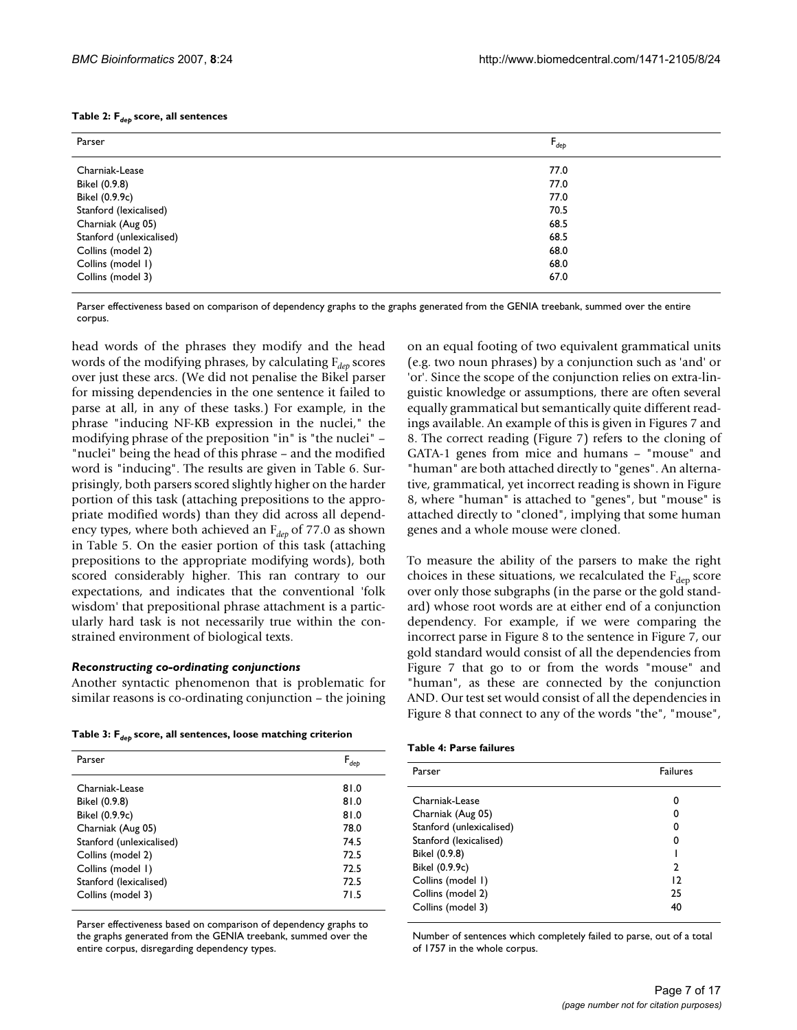**Table 2: $F_{dep}$ score, all sentences**

| Parser | $F_{dep}$ |
| --- | --- |
| Charniak-Lease | 77.0 |
| Bikel (0.9.8) | 77.0 |
| Bikel (0.9.9c) | 77.0 |
| Stanford (lexicalised) | 70.5 |
| Charniak (Aug 05) | 68.5 |
| Stanford (unlexicalised) | 68.5 |
| Collins (model 2) | 68.0 |
| Collins (model 1) | 68.0 |
| Collins (model 3) | 67.0 |

Parser effectiveness based on comparison of dependency graphs to the graphs generated from the GENIA treebank, summed over the entire corpus.

head words of the phrases they modify and the head words of the modifying phrases, by calculating $F_{dep}$ scores over just these arcs. (We did not penalise the Bikel parser for missing dependencies in the one sentence it failed to parse at all, in any of these tasks.) For example, in the phrase "inducing NF-KB expression in the nuclei," the modifying phrase of the preposition "in" is "the nuclei" – "nuclei" being the head of this phrase – and the modified word is "inducing". The results are given in Table 6. Surprisingly, both parsers scored slightly higher on the harder portion of this task (attaching prepositions to the appropriate modified words) than they did across all dependency types, where both achieved an $F_{dep}$ of 77.0 as shown in Table 5. On the easier portion of this task (attaching prepositions to the appropriate modifying words), both scored considerably higher. This ran contrary to our expectations, and indicates that the conventional 'folk wisdom' that prepositional phrase attachment is a particularly hard task is not necessarily true within the constrained environment of biological texts.

### *Reconstructing co-ordinating conjunctions*

Another syntactic phenomenon that is problematic for similar reasons is co-ordinating conjunction – the joining on an equal footing of two equivalent grammatical units (e.g. two noun phrases) by a conjunction such as 'and' or 'or'. Since the scope of the conjunction relies on extra-linguistic knowledge or assumptions, there are often several equally grammatical but semantically quite different readings available. An example of this is given in Figures 7 and 8. The correct reading (Figure 7) refers to the cloning of GATA-1 genes from mice and humans – "mouse" and "human" are both attached directly to "genes". An alternative, grammatical, yet incorrect reading is shown in Figure 8, where "human" is attached to "genes", but "mouse" is attached directly to "cloned", implying that some human genes and a whole mouse were cloned.

To measure the ability of the parsers to make the right choices in these situations, we recalculated the $F_{dep}$ score over only those subgraphs (in the parse or the gold standard) whose root words are at either end of a conjunction dependency. For example, if we were comparing the incorrect parse in Figure 8 to the sentence in Figure 7, our gold standard would consist of all the dependencies from Figure 7 that go to or from the words "mouse" and "human", as these are connected by the conjunction AND. Our test set would consist of all the dependencies in Figure 8 that connect to any of the words "the", "mouse",

**Table 3: $F_{dep}$ score, all sentences, loose matching criterion**

| Parser | $F_{dep}$ |
| --- | --- |
| Charniak-Lease | 81.0 |
| Bikel (0.9.8) | 81.0 |
| Bikel (0.9.9c) | 81.0 |
| Charniak (Aug 05) | 78.0 |
| Stanford (unlexicalised) | 74.5 |
| Collins (model 2) | 72.5 |
| Collins (model 1) | 72.5 |
| Stanford (lexicalised) | 72.5 |
| Collins (model 3) | 71.5 |

Parser effectiveness based on comparison of dependency graphs to the graphs generated from the GENIA treebank, summed over the entire corpus, disregarding dependency types.

**Table 4: Parse failures**

| Parser | Failures |
| --- | --- |
| Charniak-Lease | 0 |
| Charniak (Aug 05) | 0 |
| Stanford (unlexicalised) | 0 |
| Stanford (lexicalised) | 0 |
| Bikel (0.9.8) | 1 |
| Bikel (0.9.9c) | 2 |
| Collins (model 1) | 12 |
| Collins (model 2) | 25 |
| Collins (model 3) | 40 |

Number of sentences which completely failed to parse, out of a total of 1757 in the whole corpus.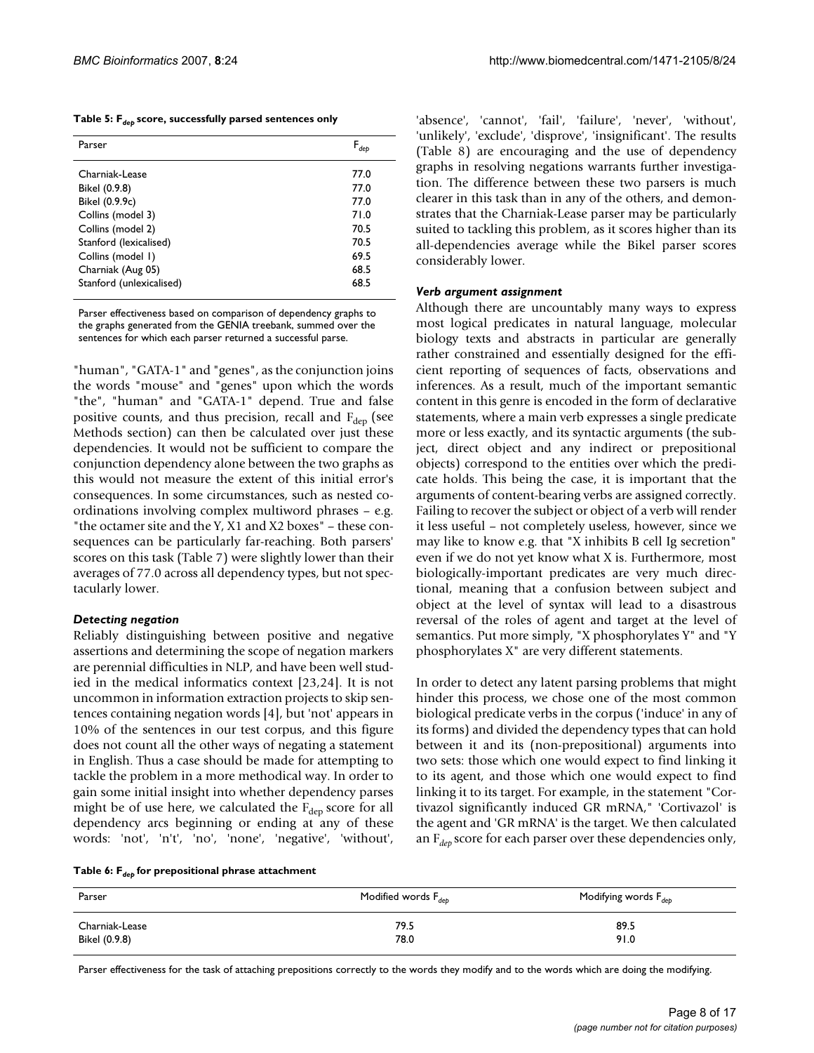**Table 5: $F_{dep}$ score, successfully parsed sentences only**

| Parser | $F_{dep}$ |
| --- | --- |
| Charniak-Lease | 77.0 |
| Bikel (0.9.8) | 77.0 |
| Bikel (0.9.9c) | 77.0 |
| Collins (model 3) | 71.0 |
| Collins (model 2) | 70.5 |
| Stanford (lexicalised) | 70.5 |
| Collins (model 1) | 69.5 |
| Charniak (Aug 05) | 68.5 |
| Stanford (unlexicalised) | 68.5 |

Parser effectiveness based on comparison of dependency graphs to the graphs generated from the GENIA treebank, summed over the sentences for which each parser returned a successful parse.

"human", "GATA-1" and "genes", as the conjunction joins the words "mouse" and "genes" upon which the words "the", "human" and "GATA-1" depend. True and false positive counts, and thus precision, recall and $F_{dep}$ (see Methods section) can then be calculated over just these dependencies. It would not be sufficient to compare the conjunction dependency alone between the two graphs as this would not measure the extent of this initial error's consequences. In some circumstances, such as nested coordinations involving complex multiword phrases – e.g. "the octamer site and the Y, X1 and X2 boxes" – these consequences can be particularly far-reaching. Both parsers' scores on this task (Table 7) were slightly lower than their averages of 77.0 across all dependency types, but not spectacularly lower.

### *Detecting negation*

Reliably distinguishing between positive and negative assertions and determining the scope of negation markers are perennial difficulties in NLP, and have been well studied in the medical informatics context [23,24]. It is not uncommon in information extraction projects to skip sentences containing negation words [4], but 'not' appears in 10% of the sentences in our test corpus, and this figure does not count all the other ways of negating a statement in English. Thus a case should be made for attempting to tackle the problem in a more methodical way. In order to gain some initial insight into whether dependency parses might be of use here, we calculated the $F_{dep}$ score for all dependency arcs beginning or ending at any of these words: 'not', 'n't', 'no', 'none', 'negative', 'without', 'absence', 'cannot', 'fail', 'failure', 'never', 'without', 'unlikely', 'exclude', 'disprove', 'insignificant'. The results (Table 8) are encouraging and the use of dependency graphs in resolving negations warrants further investigation. The difference between these two parsers is much clearer in this task than in any of the others, and demonstrates that the Charniak-Lease parser may be particularly suited to tackling this problem, as it scores higher than its all-dependencies average while the Bikel parser scores considerably lower.

### *Verb argument assignment*

Although there are uncountably many ways to express most logical predicates in natural language, molecular biology texts and abstracts in particular are generally rather constrained and essentially designed for the efficient reporting of sequences of facts, observations and inferences. As a result, much of the important semantic content in this genre is encoded in the form of declarative statements, where a main verb expresses a single predicate more or less exactly, and its syntactic arguments (the subject, direct object and any indirect or prepositional objects) correspond to the entities over which the predicate holds. This being the case, it is important that the arguments of content-bearing verbs are assigned correctly. Failing to recover the subject or object of a verb will render it less useful – not completely useless, however, since we may like to know e.g. that "X inhibits B cell Ig secretion" even if we do not yet know what X is. Furthermore, most biologically-important predicates are very much directional, meaning that a confusion between subject and object at the level of syntax will lead to a disastrous reversal of the roles of agent and target at the level of semantics. Put more simply, "X phosphorylates Y" and "Y phosphorylates X" are very different statements.

In order to detect any latent parsing problems that might hinder this process, we chose one of the most common biological predicate verbs in the corpus ('induce' in any of its forms) and divided the dependency types that can hold between it and its (non-prepositional) arguments into two sets: those which one would expect to find linking it to its agent, and those which one would expect to find linking it to its target. For example, in the statement "Cortivazol significantly induced GR mRNA," 'Cortivazol' is the agent and 'GR mRNA' is the target. We then calculated an $F_{dep}$ score for each parser over these dependencies only,

**Table 6: $F_{dep}$ for prepositional phrase attachment**

| Parser | Modified words $F_{dep}$ | Modifying words $F_{dep}$ |
| --- | --- | --- |
| Charniak-Lease | 79.5 | 89.5 |
| Bikel (0.9.8) | 78.0 | 91.0 |

Parser effectiveness for the task of attaching prepositions correctly to the words they modify and to the words which are doing the modifying.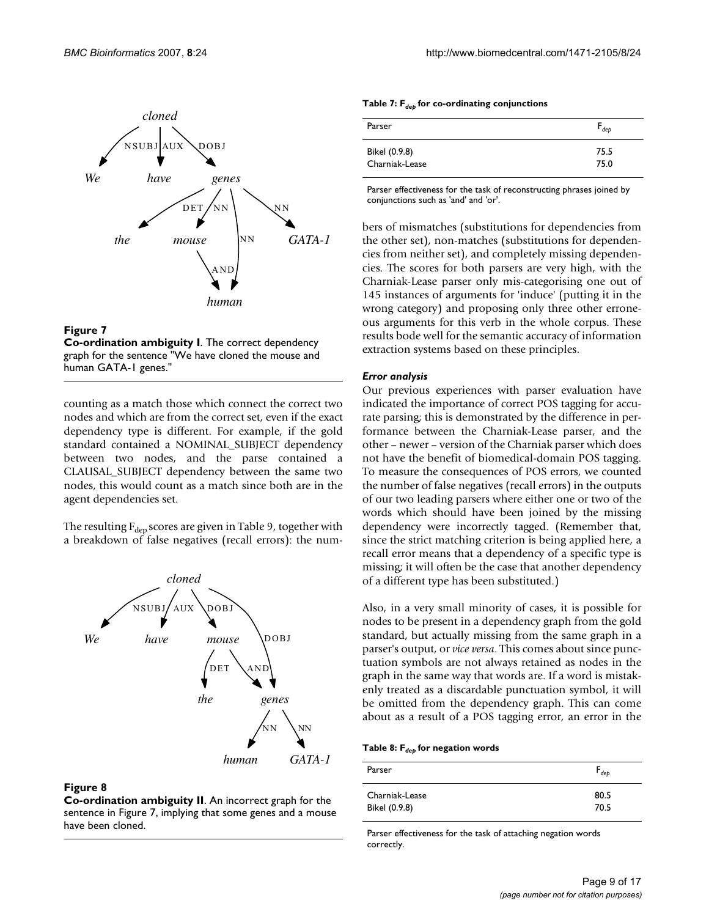**Figure 7**
**Co-ordination ambiguity I**. The correct dependency graph for the sentence "We have cloned the mouse and human GATA-1 genes."

counting as a match those which connect the correct two nodes and which are from the correct set, even if the exact dependency type is different. For example, if the gold standard contained a NOMINAL_SUBJECT dependency between two nodes, and the parse contained a CLAUSAL_SUBJECT dependency between the same two nodes, this would count as a match since both are in the agent dependencies set.

The resulting $F_{dep}$ scores are given in Table 9, together with a breakdown of false negatives (recall errors): the numbers of mismatches (substitutions for dependencies from the other set), non-matches (substitutions for dependencies from neither set), and completely missing dependencies. The scores for both parsers are very high, with the Charniak-Lease parser only mis-categorising one out of 145 instances of arguments for 'induce' (putting it in the wrong category) and proposing only three other erroneous arguments for this verb in the whole corpus. These results bode well for the semantic accuracy of information extraction systems based on these principles.

**Figure 8**
**Co-ordination ambiguity II**. An incorrect graph for the sentence in Figure 7, implying that some genes and a mouse have been cloned.

**Table 7: $F_{dep}$ for co-ordinating conjunctions**

| Parser | $F_{dep}$ |
|---|---|
| Bikel (0.9.8) | 75.5 |
| Charniak-Lease | 75.0 |

Parser effectiveness for the task of reconstructing phrases joined by conjunctions such as 'and' and 'or'.

### *Error analysis*

Our previous experiences with parser evaluation have indicated the importance of correct POS tagging for accurate parsing; this is demonstrated by the difference in performance between the Charniak-Lease parser, and the other – newer – version of the Charniak parser which does not have the benefit of biomedical-domain POS tagging. To measure the consequences of POS errors, we counted the number of false negatives (recall errors) in the outputs of our two leading parsers where either one or two of the words which should have been joined by the missing dependency were incorrectly tagged. (Remember that, since the strict matching criterion is being applied here, a recall error means that a dependency of a specific type is missing; it will often be the case that another dependency of a different type has been substituted.)

Also, in a very small minority of cases, it is possible for nodes to be present in a dependency graph from the gold standard, but actually missing from the same graph in a parser's output, or *vice versa*. This comes about since punctuation symbols are not always retained as nodes in the graph in the same way that words are. If a word is mistakenly treated as a discardable punctuation symbol, it will be omitted from the dependency graph. This can come about as a result of a POS tagging error, an error in the

**Table 8: $F_{dep}$ for negation words**

| Parser | $F_{dep}$ |
|---|---|
| Charniak-Lease | 80.5 |
| Bikel (0.9.8) | 70.5 |

Parser effectiveness for the task of attaching negation words correctly.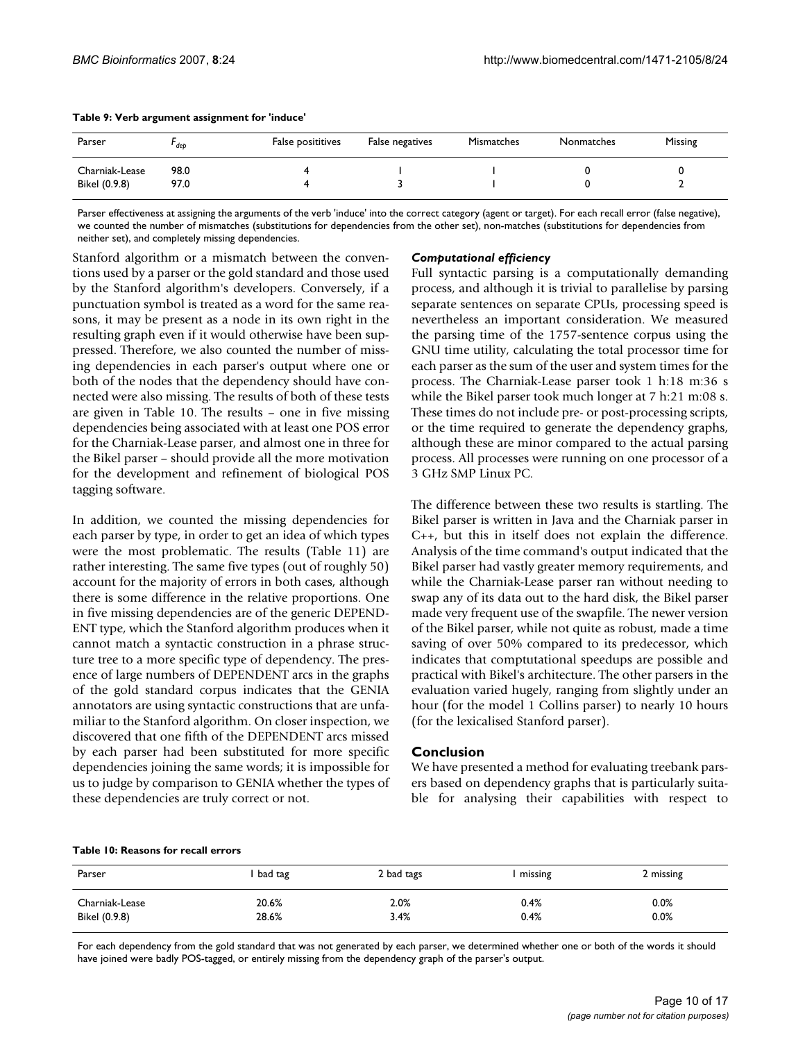**Table 9: Verb argument assignment for 'induce'**

| Parser | $F_{dep}$ | False posititives | False negatives | Mismatches | Nonmatches | Missing |
| --- | --- | --- | --- | --- | --- | --- |
| Charniak-Lease | 98.0 | 4 | 1 | 1 | 0 | 0 |
| Bikel (0.9.8) | 97.0 | 4 | 3 | 1 | 0 | 2 |

Parser effectiveness at assigning the arguments of the verb 'induce' into the correct category (agent or target). For each recall error (false negative), we counted the number of mismatches (substitutions for dependencies from the other set), non-matches (substitutions for dependencies from neither set), and completely missing dependencies.

Stanford algorithm or a mismatch between the conventions used by a parser or the gold standard and those used by the Stanford algorithm's developers. Conversely, if a punctuation symbol is treated as a word for the same reasons, it may be present as a node in its own right in the resulting graph even if it would otherwise have been suppressed. Therefore, we also counted the number of missing dependencies in each parser's output where one or both of the nodes that the dependency should have connected were also missing. The results of both of these tests are given in Table 10. The results – one in five missing dependencies being associated with at least one POS error for the Charniak-Lease parser, and almost one in three for the Bikel parser – should provide all the more motivation for the development and refinement of biological POS tagging software.

In addition, we counted the missing dependencies for each parser by type, in order to get an idea of which types were the most problematic. The results (Table 11) are rather interesting. The same five types (out of roughly 50) account for the majority of errors in both cases, although there is some difference in the relative proportions. One in five missing dependencies are of the generic DEPENDENT type, which the Stanford algorithm produces when it cannot match a syntactic construction in a phrase structure tree to a more specific type of dependency. The presence of large numbers of DEPENDENT arcs in the graphs of the gold standard corpus indicates that the GENIA annotators are using syntactic constructions that are unfamiliar to the Stanford algorithm. On closer inspection, we discovered that one fifth of the DEPENDENT arcs missed by each parser had been substituted for more specific dependencies joining the same words; it is impossible for us to judge by comparison to GENIA whether the types of these dependencies are truly correct or not.

### *Computational efficiency*

Full syntactic parsing is a computationally demanding process, and although it is trivial to parallelise by parsing separate sentences on separate CPUs, processing speed is nevertheless an important consideration. We measured the parsing time of the 1757-sentence corpus using the GNU time utility, calculating the total processor time for each parser as the sum of the user and system times for the process. The Charniak-Lease parser took 1 h:18 m:36 s while the Bikel parser took much longer at 7 h:21 m:08 s. These times do not include pre- or post-processing scripts, or the time required to generate the dependency graphs, although these are minor compared to the actual parsing process. All processes were running on one processor of a 3 GHz SMP Linux PC.

The difference between these two results is startling. The Bikel parser is written in Java and the Charniak parser in C++, but this in itself does not explain the difference. Analysis of the time command's output indicated that the Bikel parser had vastly greater memory requirements, and while the Charniak-Lease parser ran without needing to swap any of its data out to the hard disk, the Bikel parser made very frequent use of the swapfile. The newer version of the Bikel parser, while not quite as robust, made a time saving of over 50% compared to its predecessor, which indicates that comptutational speedups are possible and practical with Bikel's architecture. The other parsers in the evaluation varied hugely, ranging from slightly under an hour (for the model 1 Collins parser) to nearly 10 hours (for the lexicalised Stanford parser).

## Conclusion

We have presented a method for evaluating treebank parsers based on dependency graphs that is particularly suitable for analysing their capabilities with respect to

**Table 10: Reasons for recall errors**

| Parser | 1 bad tag | 2 bad tags | 1 missing | 2 missing |
| --- | --- | --- | --- | --- |
| Charniak-Lease | 20.6% | 2.0% | 0.4% | 0.0% |
| Bikel (0.9.8) | 28.6% | 3.4% | 0.4% | 0.0% |

For each dependency from the gold standard that was not generated by each parser, we determined whether one or both of the words it should have joined were badly POS-tagged, or entirely missing from the dependency graph of the parser's output.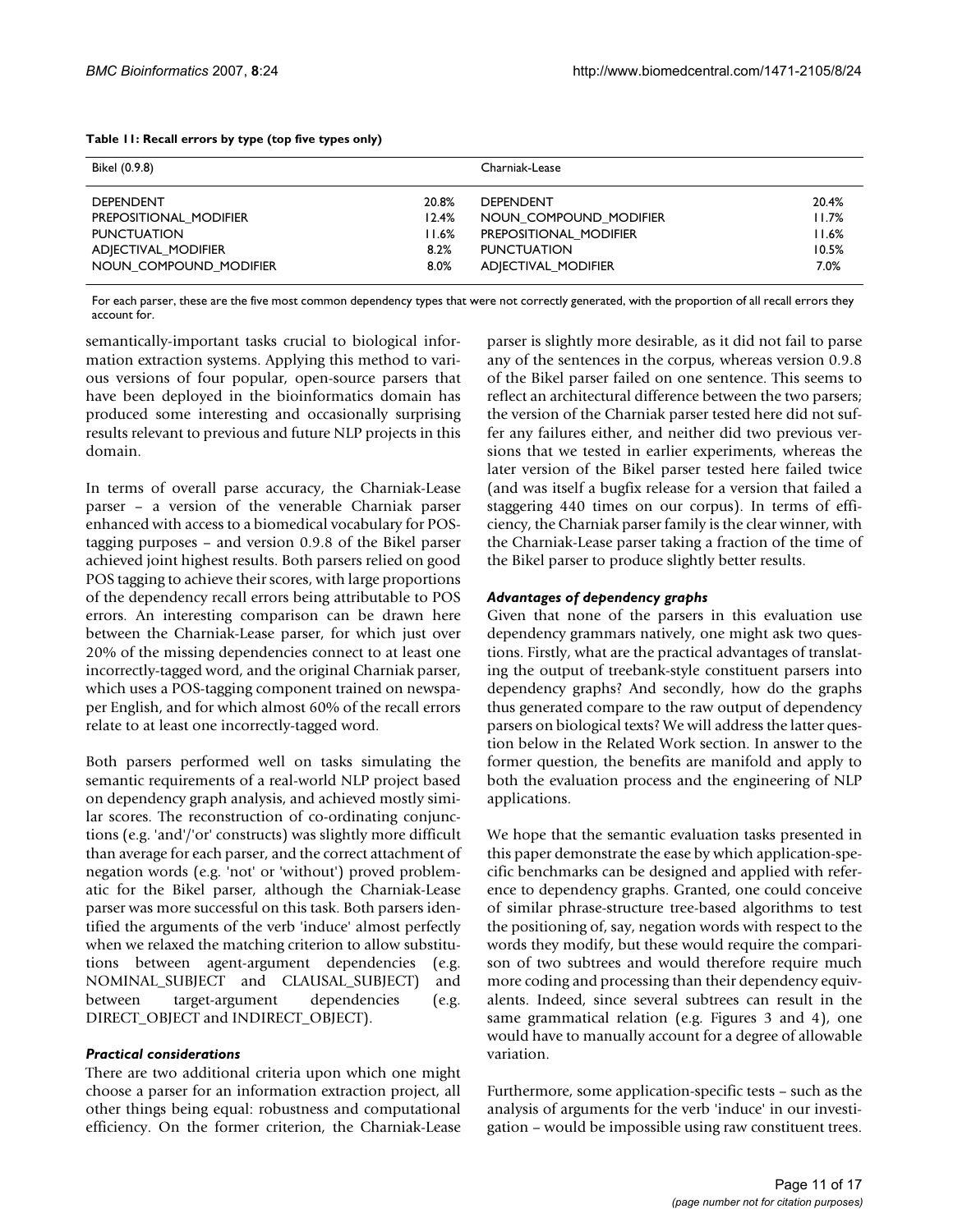**Table 11: Recall errors by type (top five types only)**

| Bikel (0.9.8) | | Charniak-Lease | |
|---|---|---|---|
| DEPENDENT | 20.8% | DEPENDENT | 20.4% |
| PREPOSITIONAL_MODIFIER | 12.4% | NOUN_COMPOUND_MODIFIER | 11.7% |
| PUNCTUATION | 11.6% | PREPOSITIONAL_MODIFIER | 11.6% |
| ADJECTIVAL_MODIFIER | 8.2% | PUNCTUATION | 10.5% |
| NOUN_COMPOUND_MODIFIER | 8.0% | ADJECTIVAL_MODIFIER | 7.0% |

For each parser, these are the five most common dependency types that were not correctly generated, with the proportion of all recall errors they account for.

semantically-important tasks crucial to biological information extraction systems. Applying this method to various versions of four popular, open-source parsers that have been deployed in the bioinformatics domain has produced some interesting and occasionally surprising results relevant to previous and future NLP projects in this domain.

In terms of overall parse accuracy, the Charniak-Lease parser – a version of the venerable Charniak parser enhanced with access to a biomedical vocabulary for POS-tagging purposes – and version 0.9.8 of the Bikel parser achieved joint highest results. Both parsers relied on good POS tagging to achieve their scores, with large proportions of the dependency recall errors being attributable to POS errors. An interesting comparison can be drawn here between the Charniak-Lease parser, for which just over 20% of the missing dependencies connect to at least one incorrectly-tagged word, and the original Charniak parser, which uses a POS-tagging component trained on newspaper English, and for which almost 60% of the recall errors relate to at least one incorrectly-tagged word.

Both parsers performed well on tasks simulating the semantic requirements of a real-world NLP project based on dependency graph analysis, and achieved mostly similar scores. The reconstruction of co-ordinating conjunctions (e.g. 'and'/'or' constructs) was slightly more difficult than average for each parser, and the correct attachment of negation words (e.g. 'not' or 'without') proved problematic for the Bikel parser, although the Charniak-Lease parser was more successful on this task. Both parsers identified the arguments of the verb 'induce' almost perfectly when we relaxed the matching criterion to allow substitutions between agent-argument dependencies (e.g. NOMINAL_SUBJECT and CLAUSAL_SUBJECT) and between target-argument dependencies (e.g. DIRECT_OBJECT and INDIRECT_OBJECT).

### *Practical considerations*

There are two additional criteria upon which one might choose a parser for an information extraction project, all other things being equal: robustness and computational efficiency. On the former criterion, the Charniak-Lease parser is slightly more desirable, as it did not fail to parse any of the sentences in the corpus, whereas version 0.9.8 of the Bikel parser failed on one sentence. This seems to reflect an architectural difference between the two parsers; the version of the Charniak parser tested here did not suffer any failures either, and neither did two previous versions that we tested in earlier experiments, whereas the later version of the Bikel parser tested here failed twice (and was itself a bugfix release for a version that failed a staggering 440 times on our corpus). In terms of efficiency, the Charniak parser family is the clear winner, with the Charniak-Lease parser taking a fraction of the time of the Bikel parser to produce slightly better results.

### *Advantages of dependency graphs*

Given that none of the parsers in this evaluation use dependency grammars natively, one might ask two questions. Firstly, what are the practical advantages of translating the output of treebank-style constituent parsers into dependency graphs? And secondly, how do the graphs thus generated compare to the raw output of dependency parsers on biological texts? We will address the latter question below in the Related Work section. In answer to the former question, the benefits are manifold and apply to both the evaluation process and the engineering of NLP applications.

We hope that the semantic evaluation tasks presented in this paper demonstrate the ease by which application-specific benchmarks can be designed and applied with reference to dependency graphs. Granted, one could conceive of similar phrase-structure tree-based algorithms to test the positioning of, say, negation words with respect to the words they modify, but these would require the comparison of two subtrees and would therefore require much more coding and processing than their dependency equivalents. Indeed, since several subtrees can result in the same grammatical relation (e.g. Figures 3 and 4), one would have to manually account for a degree of allowable variation.

Furthermore, some application-specific tests – such as the analysis of arguments for the verb 'induce' in our investigation – would be impossible using raw constituent trees.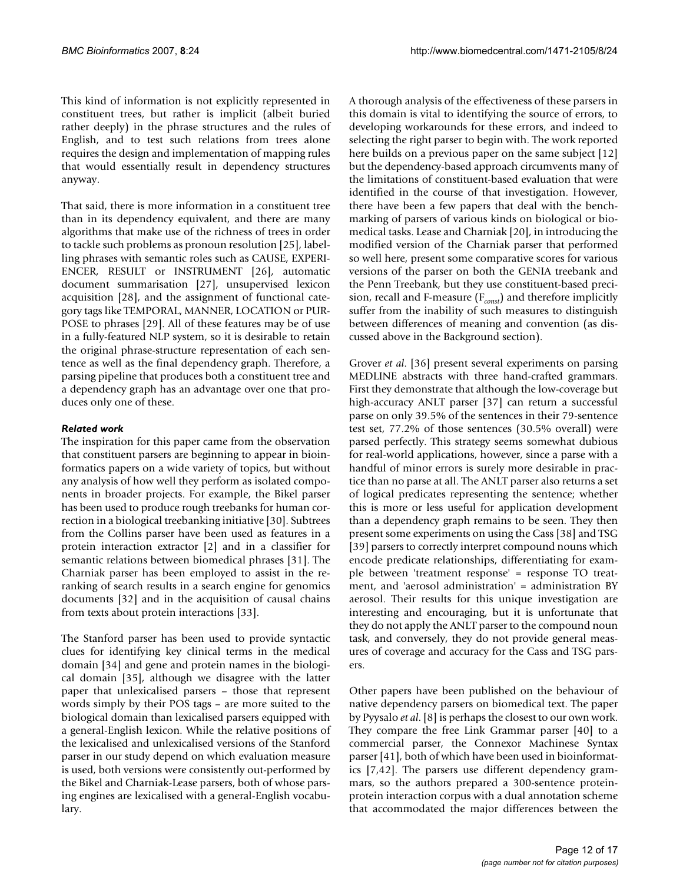This kind of information is not explicitly represented in constituent trees, but rather is implicit (albeit buried rather deeply) in the phrase structures and the rules of English, and to test such relations from trees alone requires the design and implementation of mapping rules that would essentially result in dependency structures anyway.

That said, there is more information in a constituent tree than in its dependency equivalent, and there are many algorithms that make use of the richness of trees in order to tackle such problems as pronoun resolution [25], labelling phrases with semantic roles such as CAUSE, EXPERIENCER, RESULT or INSTRUMENT [26], automatic document summarisation [27], unsupervised lexicon acquisition [28], and the assignment of functional category tags like TEMPORAL, MANNER, LOCATION or PURPOSE to phrases [29]. All of these features may be of use in a fully-featured NLP system, so it is desirable to retain the original phrase-structure representation of each sentence as well as the final dependency graph. Therefore, a parsing pipeline that produces both a constituent tree and a dependency graph has an advantage over one that produces only one of these.

### *Related work*

The inspiration for this paper came from the observation that constituent parsers are beginning to appear in bioinformatics papers on a wide variety of topics, but without any analysis of how well they perform as isolated components in broader projects. For example, the Bikel parser has been used to produce rough treebanks for human correction in a biological treebanking initiative [30]. Subtrees from the Collins parser have been used as features in a protein interaction extractor [2] and in a classifier for semantic relations between biomedical phrases [31]. The Charniak parser has been employed to assist in the reranking of search results in a search engine for genomics documents [32] and in the acquisition of causal chains from texts about protein interactions [33].

The Stanford parser has been used to provide syntactic clues for identifying key clinical terms in the medical domain [34] and gene and protein names in the biological domain [35], although we disagree with the latter paper that unlexicalised parsers – those that represent words simply by their POS tags – are more suited to the biological domain than lexicalised parsers equipped with a general-English lexicon. While the relative positions of the lexicalised and unlexicalised versions of the Stanford parser in our study depend on which evaluation measure is used, both versions were consistently out-performed by the Bikel and Charniak-Lease parsers, both of whose parsing engines are lexicalised with a general-English vocabulary.

A thorough analysis of the effectiveness of these parsers in this domain is vital to identifying the source of errors, to developing workarounds for these errors, and indeed to selecting the right parser to begin with. The work reported here builds on a previous paper on the same subject [12] but the dependency-based approach circumvents many of the limitations of constituent-based evaluation that were identified in the course of that investigation. However, there have been a few papers that deal with the benchmarking of parsers of various kinds on biological or biomedical tasks. Lease and Charniak [20], in introducing the modified version of the Charniak parser that performed so well here, present some comparative scores for various versions of the parser on both the GENIA treebank and the Penn Treebank, but they use constituent-based precision, recall and F-measure ($F_{const}$) and therefore implicitly suffer from the inability of such measures to distinguish between differences of meaning and convention (as discussed above in the Background section).

Grover *et al*. [36] present several experiments on parsing MEDLINE abstracts with three hand-crafted grammars. First they demonstrate that although the low-coverage but high-accuracy ANLT parser [37] can return a successful parse on only 39.5% of the sentences in their 79-sentence test set, 77.2% of those sentences (30.5% overall) were parsed perfectly. This strategy seems somewhat dubious for real-world applications, however, since a parse with a handful of minor errors is surely more desirable in practice than no parse at all. The ANLT parser also returns a set of logical predicates representing the sentence; whether this is more or less useful for application development than a dependency graph remains to be seen. They then present some experiments on using the Cass [38] and TSG [39] parsers to correctly interpret compound nouns which encode predicate relationships, differentiating for example between 'treatment response' = response TO treatment, and 'aerosol administration' = administration BY aerosol. Their results for this unique investigation are interesting and encouraging, but it is unfortunate that they do not apply the ANLT parser to the compound noun task, and conversely, they do not provide general measures of coverage and accuracy for the Cass and TSG parsers.

Other papers have been published on the behaviour of native dependency parsers on biomedical text. The paper by Pyysalo *et al*. [8] is perhaps the closest to our own work. They compare the free Link Grammar parser [40] to a commercial parser, the Connexor Machinese Syntax parser [41], both of which have been used in bioinformatics [7,42]. The parsers use different dependency grammars, so the authors prepared a 300-sentence protein-protein interaction corpus with a dual annotation scheme that accommodated the major differences between the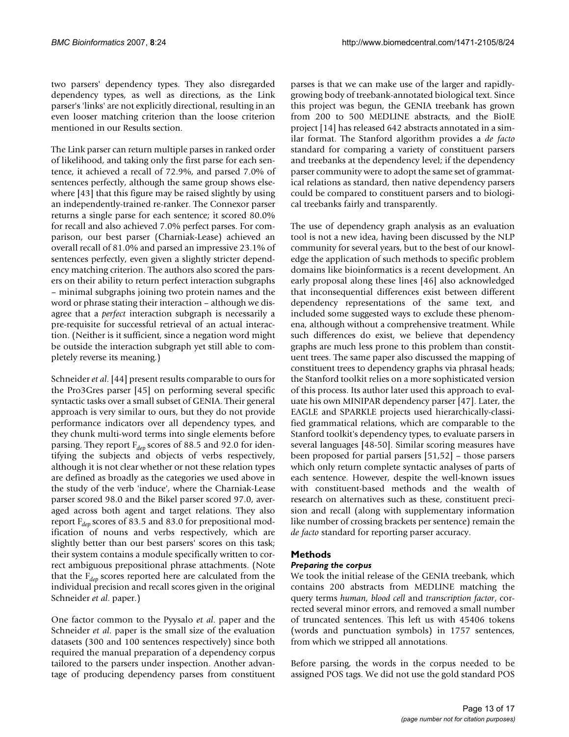two parsers' dependency types. They also disregarded dependency types, as well as directions, as the Link parser's 'links' are not explicitly directional, resulting in an even looser matching criterion than the loose criterion mentioned in our Results section.

The Link parser can return multiple parses in ranked order of likelihood, and taking only the first parse for each sentence, it achieved a recall of 72.9%, and parsed 7.0% of sentences perfectly, although the same group shows elsewhere [43] that this figure may be raised slightly by using an independently-trained re-ranker. The Connexor parser returns a single parse for each sentence; it scored 80.0% for recall and also achieved 7.0% perfect parses. For comparison, our best parser (Charniak-Lease) achieved an overall recall of 81.0% and parsed an impressive 23.1% of sentences perfectly, even given a slightly stricter dependency matching criterion. The authors also scored the parsers on their ability to return perfect interaction subgraphs – minimal subgraphs joining two protein names and the word or phrase stating their interaction – although we disagree that a *perfect* interaction subgraph is necessarily a pre-requisite for successful retrieval of an actual interaction. (Neither is it sufficient, since a negation word might be outside the interaction subgraph yet still able to completely reverse its meaning.)

Schneider *et al*. [44] present results comparable to ours for the Pro3Gres parser [45] on performing several specific syntactic tasks over a small subset of GENIA. Their general approach is very similar to ours, but they do not provide performance indicators over all dependency types, and they chunk multi-word terms into single elements before parsing. They report $F_{dep}$ scores of 88.5 and 92.0 for identifying the subjects and objects of verbs respectively, although it is not clear whether or not these relation types are defined as broadly as the categories we used above in the study of the verb 'induce', where the Charniak-Lease parser scored 98.0 and the Bikel parser scored 97.0, averaged across both agent and target relations. They also report $F_{dep}$ scores of 83.5 and 83.0 for prepositional modification of nouns and verbs respectively, which are slightly better than our best parsers' scores on this task; their system contains a module specifically written to correct ambiguous prepositional phrase attachments. (Note that the $F_{dep}$ scores reported here are calculated from the individual precision and recall scores given in the original Schneider *et al*. paper.)

One factor common to the Pyysalo *et al*. paper and the Schneider *et al*. paper is the small size of the evaluation datasets (300 and 100 sentences respectively) since both required the manual preparation of a dependency corpus tailored to the parsers under inspection. Another advantage of producing dependency parses from constituent parses is that we can make use of the larger and rapidly-growing body of treebank-annotated biological text. Since this project was begun, the GENIA treebank has grown from 200 to 500 MEDLINE abstracts, and the BioIE project [14] has released 642 abstracts annotated in a similar format. The Stanford algorithm provides a *de facto* standard for comparing a variety of constituent parsers and treebanks at the dependency level; if the dependency parser community were to adopt the same set of grammatical relations as standard, then native dependency parsers could be compared to constituent parsers and to biological treebanks fairly and transparently.

The use of dependency graph analysis as an evaluation tool is not a new idea, having been discussed by the NLP community for several years, but to the best of our knowledge the application of such methods to specific problem domains like bioinformatics is a recent development. An early proposal along these lines [46] also acknowledged that inconsequential differences exist between different dependency representations of the same text, and included some suggested ways to exclude these phenomena, although without a comprehensive treatment. While such differences do exist, we believe that dependency graphs are much less prone to this problem than constituent trees. The same paper also discussed the mapping of constituent trees to dependency graphs via phrasal heads; the Stanford toolkit relies on a more sophisticated version of this process. Its author later used this approach to evaluate his own MINIPAR dependency parser [47]. Later, the EAGLE and SPARKLE projects used hierarchically-classified grammatical relations, which are comparable to the Stanford toolkit's dependency types, to evaluate parsers in several languages [48-50]. Similar scoring measures have been proposed for partial parsers [51,52] – those parsers which only return complete syntactic analyses of parts of each sentence. However, despite the well-known issues with constituent-based methods and the wealth of research on alternatives such as these, constituent precision and recall (along with supplementary information like number of crossing brackets per sentence) remain the *de facto* standard for reporting parser accuracy.

## Methods

### *Preparing the corpus*

We took the initial release of the GENIA treebank, which contains 200 abstracts from MEDLINE matching the query terms *human, blood cell* and *transcription factor*, corrected several minor errors, and removed a small number of truncated sentences. This left us with 45406 tokens (words and punctuation symbols) in 1757 sentences, from which we stripped all annotations.

Before parsing, the words in the corpus needed to be assigned POS tags. We did not use the gold standard POS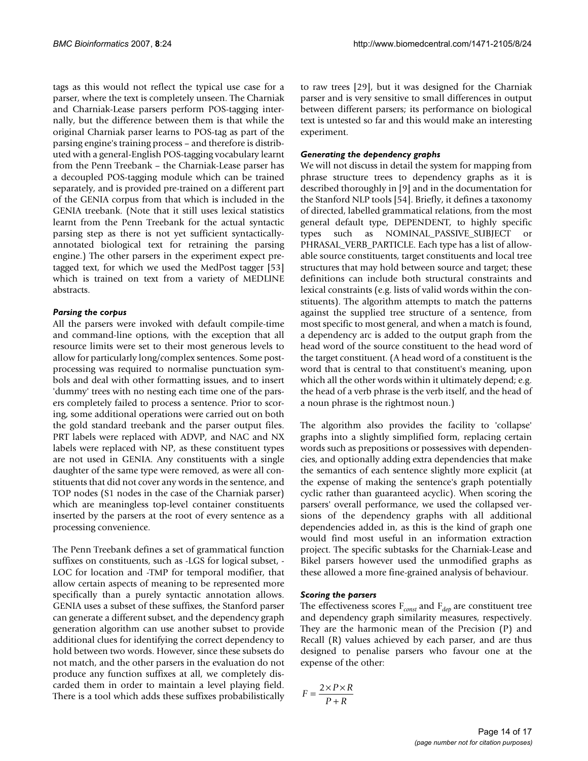tags as this would not reflect the typical use case for a parser, where the text is completely unseen. The Charniak and Charniak-Lease parsers perform POS-tagging internally, but the difference between them is that while the original Charniak parser learns to POS-tag as part of the parsing engine's training process – and therefore is distributed with a general-English POS-tagging vocabulary learnt from the Penn Treebank – the Charniak-Lease parser has a decoupled POS-tagging module which can be trained separately, and is provided pre-trained on a different part of the GENIA corpus from that which is included in the GENIA treebank. (Note that it still uses lexical statistics learnt from the Penn Treebank for the actual syntactic parsing step as there is not yet sufficient syntactically-annotated biological text for retraining the parsing engine.) The other parsers in the experiment expect pre-tagged text, for which we used the MedPost tagger [53] which is trained on text from a variety of MEDLINE abstracts.

#### *Parsing the corpus*

All the parsers were invoked with default compile-time and command-line options, with the exception that all resource limits were set to their most generous levels to allow for particularly long/complex sentences. Some post-processing was required to normalise punctuation symbols and deal with other formatting issues, and to insert 'dummy' trees with no nesting each time one of the parsers completely failed to process a sentence. Prior to scoring, some additional operations were carried out on both the gold standard treebank and the parser output files. PRT labels were replaced with ADVP, and NAC and NX labels were replaced with NP, as these constituent types are not used in GENIA. Any constituents with a single daughter of the same type were removed, as were all constituents that did not cover any words in the sentence, and TOP nodes (S1 nodes in the case of the Charniak parser) which are meaningless top-level container constituents inserted by the parsers at the root of every sentence as a processing convenience.

The Penn Treebank defines a set of grammatical function suffixes on constituents, such as -LGS for logical subset, -LOC for location and -TMP for temporal modifier, that allow certain aspects of meaning to be represented more specifically than a purely syntactic annotation allows. GENIA uses a subset of these suffixes, the Stanford parser can generate a different subset, and the dependency graph generation algorithm can use another subset to provide additional clues for identifying the correct dependency to hold between two words. However, since these subsets do not match, and the other parsers in the evaluation do not produce any function suffixes at all, we completely discarded them in order to maintain a level playing field. There is a tool which adds these suffixes probabilistically to raw trees [29], but it was designed for the Charniak parser and is very sensitive to small differences in output between different parsers; its performance on biological text is untested so far and this would make an interesting experiment.

#### *Generating the dependency graphs*

We will not discuss in detail the system for mapping from phrase structure trees to dependency graphs as it is described thoroughly in [9] and in the documentation for the Stanford NLP tools [54]. Briefly, it defines a taxonomy of directed, labelled grammatical relations, from the most general default type, DEPENDENT, to highly specific types such as NOMINAL_PASSIVE_SUBJECT or PHRASAL_VERB_PARTICLE. Each type has a list of allowable source constituents, target constituents and local tree structures that may hold between source and target; these definitions can include both structural constraints and lexical constraints (e.g. lists of valid words within the constituents). The algorithm attempts to match the patterns against the supplied tree structure of a sentence, from most specific to most general, and when a match is found, a dependency arc is added to the output graph from the head word of the source constituent to the head word of the target constituent. (A head word of a constituent is the word that is central to that constituent's meaning, upon which all the other words within it ultimately depend; e.g. the head of a verb phrase is the verb itself, and the head of a noun phrase is the rightmost noun.)

The algorithm also provides the facility to 'collapse' graphs into a slightly simplified form, replacing certain words such as prepositions or possessives with dependencies, and optionally adding extra dependencies that make the semantics of each sentence slightly more explicit (at the expense of making the sentence's graph potentially cyclic rather than guaranteed acyclic). When scoring the parsers' overall performance, we used the collapsed versions of the dependency graphs with all additional dependencies added in, as this is the kind of graph one would find most useful in an information extraction project. The specific subtasks for the Charniak-Lease and Bikel parsers however used the unmodified graphs as these allowed a more fine-grained analysis of behaviour.

#### *Scoring the parsers*

The effectiveness scores $F_{const}$ and $F_{dep}$ are constituent tree and dependency graph similarity measures, respectively. They are the harmonic mean of the Precision (P) and Recall (R) values achieved by each parser, and are thus designed to penalise parsers who favour one at the expense of the other:

$$F = \frac{2 \times P \times R}{P + R}$$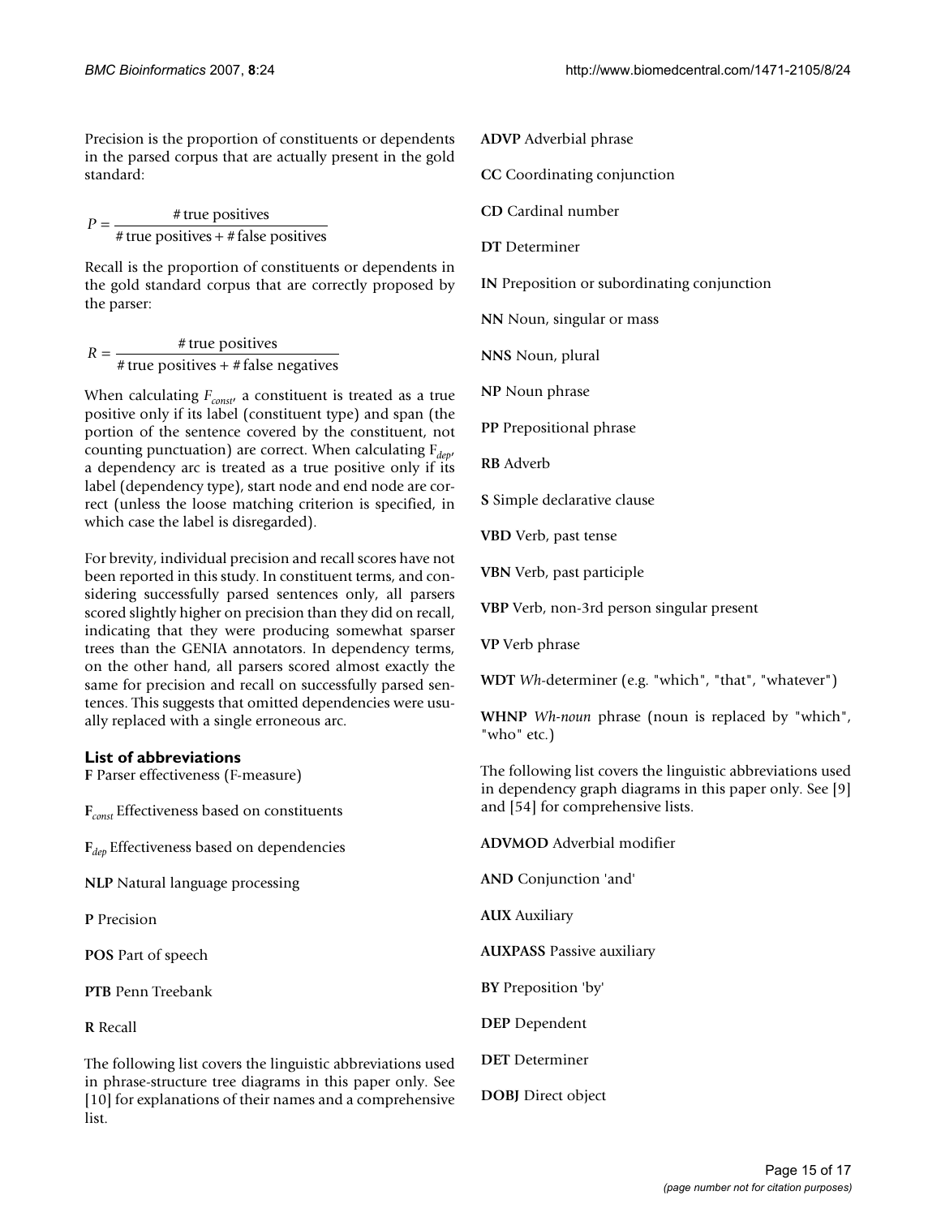Precision is the proportion of constituents or dependents in the parsed corpus that are actually present in the gold standard:

$$P = \frac{\text{\# true positives}}{\text{\# true positives} + \text{\# false positives}}$$

Recall is the proportion of constituents or dependents in the gold standard corpus that are correctly proposed by the parser:

$$R = \frac{\text{\# true positives}}{\text{\# true positives} + \text{\# false negatives}}$$

When calculating $F_{const}$, a constituent is treated as a true positive only if its label (constituent type) and span (the portion of the sentence covered by the constituent, not counting punctuation) are correct. When calculating $F_{dep}$, a dependency arc is treated as a true positive only if its label (dependency type), start node and end node are correct (unless the loose matching criterion is specified, in which case the label is disregarded).

For brevity, individual precision and recall scores have not been reported in this study. In constituent terms, and considering successfully parsed sentences only, all parsers scored slightly higher on precision than they did on recall, indicating that they were producing somewhat sparser trees than the GENIA annotators. In dependency terms, on the other hand, all parsers scored almost exactly the same for precision and recall on successfully parsed sentences. This suggests that omitted dependencies were usually replaced with a single erroneous arc.

### List of abbreviations

**F** Parser effectiveness (F-measure)

**$F_{const}$** Effectiveness based on constituents

**$F_{dep}$** Effectiveness based on dependencies

**NLP** Natural language processing

**P** Precision

**POS** Part of speech

**PTB** Penn Treebank

**R** Recall

The following list covers the linguistic abbreviations used in phrase-structure tree diagrams in this paper only. See [10] for explanations of their names and a comprehensive list.

**ADVP** Adverbial phrase

**CC** Coordinating conjunction

**CD** Cardinal number

**DT** Determiner

**IN** Preposition or subordinating conjunction

**NN** Noun, singular or mass

**NNS** Noun, plural

**NP** Noun phrase

**PP** Prepositional phrase

**RB** Adverb

**S** Simple declarative clause

**VBD** Verb, past tense

**VBN** Verb, past participle

**VBP** Verb, non-3rd person singular present

**VP** Verb phrase

**WDT** *Wh*-determiner (e.g. "which", "that", "whatever")

**WHNP** *Wh-noun* phrase (noun is replaced by "which", "who" etc.)

The following list covers the linguistic abbreviations used in dependency graph diagrams in this paper only. See [9] and [54] for comprehensive lists.

**ADVMOD** Adverbial modifier

**AND** Conjunction 'and'

**AUX** Auxiliary

**AUXPASS** Passive auxiliary

**BY** Preposition 'by'

**DEP** Dependent

**DET** Determiner

**DOBJ** Direct object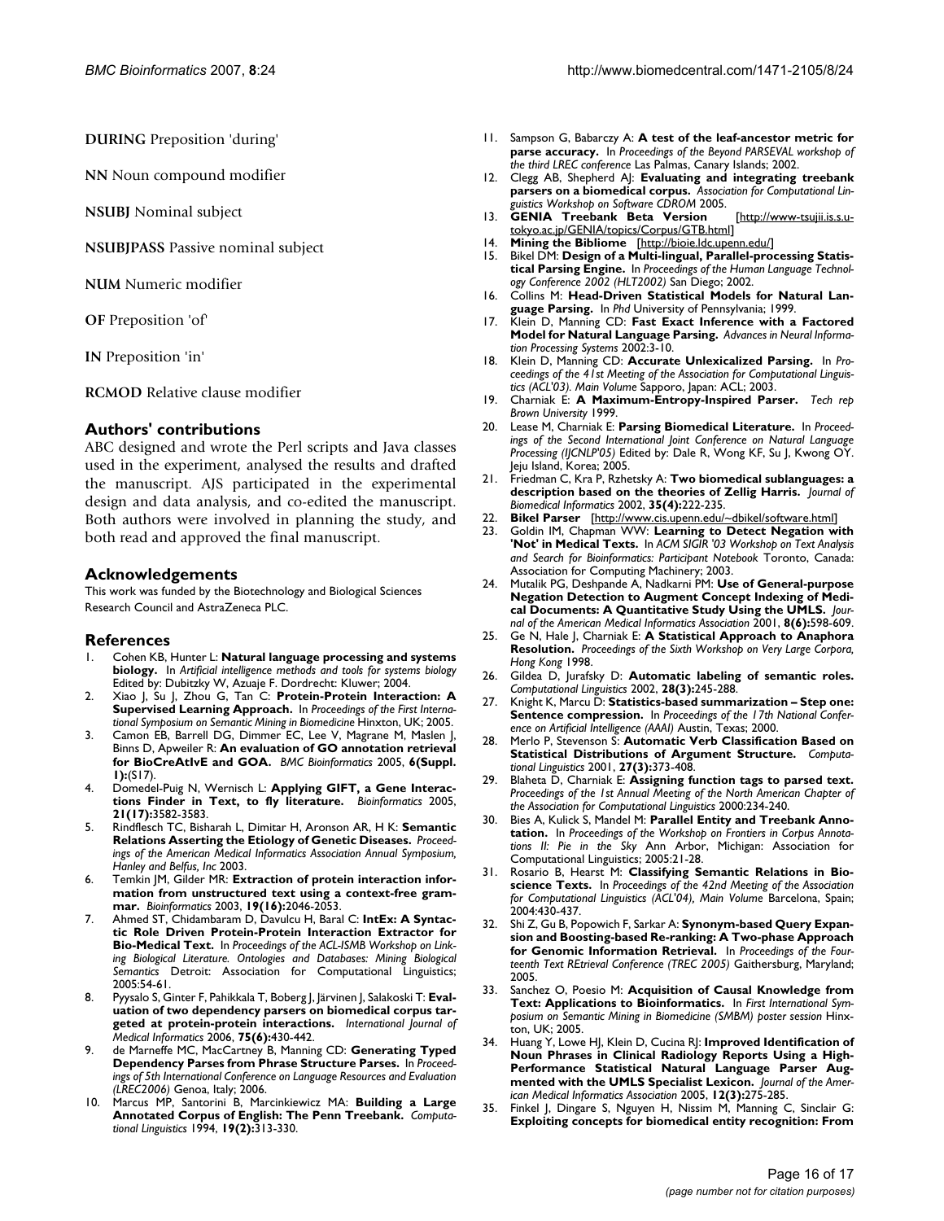**DURING** Preposition 'during'

**NN** Noun compound modifier

**NSUBJ** Nominal subject

**NSUBJPASS** Passive nominal subject

**NUM** Numeric modifier

**OF** Preposition 'of'

**IN** Preposition 'in'

**RCMOD** Relative clause modifier

## Authors' contributions

ABC designed and wrote the Perl scripts and Java classes used in the experiment, analysed the results and drafted the manuscript. AJS participated in the experimental design and data analysis, and co-edited the manuscript. Both authors were involved in planning the study, and both read and approved the final manuscript.

## Acknowledgements

This work was funded by the Biotechnology and Biological Sciences Research Council and AstraZeneca PLC.

## References

1. Cohen KB, Hunter L: **Natural language processing and systems biology.** In *Artificial intelligence methods and tools for systems biology* Edited by: Dubitzky W, Azuaje F. Dordrecht: Kluwer; 2004.
2. Xiao J, Su J, Zhou G, Tan C: **Protein-Protein Interaction: A Supervised Learning Approach.** In *Proceedings of the First International Symposium on Semantic Mining in Biomedicine* Hinxton, UK; 2005.
3. Camon EB, Barrell DG, Dimmer EC, Lee V, Magrane M, Maslen J, Binns D, Apweiler R: **An evaluation of GO annotation retrieval for BioCreAtIvE and GOA.** *BMC Bioinformatics* 2005, **6(Suppl. 1):**(S17).
4. Domedel-Puig N, Wernisch L: **Applying GIFT, a Gene Interactions Finder in Text, to fly literature.** *Bioinformatics* 2005, **21(17):**3582-3583.
5. Rindflesch TC, Bisharah L, Dimitar H, Aronson AR, H K: **Semantic Relations Asserting the Etiology of Genetic Diseases.** *Proceedings of the American Medical Informatics Association Annual Symposium, Hanley and Belfus, Inc* 2003.
6. Temkin JM, Gilder MR: **Extraction of protein interaction information from unstructured text using a context-free grammar.** *Bioinformatics* 2003, **19(16):**2046-2053.
7. Ahmed ST, Chidambaram D, Davulcu H, Baral C: **IntEx: A Syntactic Role Driven Protein-Protein Interaction Extractor for Bio-Medical Text.** In *Proceedings of the ACL-ISMB Workshop on Linking Biological Literature. Ontologies and Databases: Mining Biological Semantics* Detroit: Association for Computational Linguistics; 2005:54-61.
8. Pyysalo S, Ginter F, Pahikkala T, Boberg J, Järvinen J, Salakoski T: **Evaluation of two dependency parsers on biomedical corpus targeted at protein-protein interactions.** *International Journal of Medical Informatics* 2006, **75(6):**430-442.
9. de Marneffe MC, MacCartney B, Manning CD: **Generating Typed Dependency Parses from Phrase Structure Parses.** In *Proceedings of 5th International Conference on Language Resources and Evaluation (LREC2006)* Genoa, Italy; 2006.
10. Marcus MP, Santorini B, Marcinkiewicz MA: **Building a Large Annotated Corpus of English: The Penn Treebank.** *Computational Linguistics* 1994, **19(2):**313-330.
11. Sampson G, Babarczy A: **A test of the leaf-ancestor metric for parse accuracy.** In *Proceedings of the Beyond PARSEVAL workshop of the third LREC conference* Las Palmas, Canary Islands; 2002.
12. Clegg AB, Shepherd AJ: **Evaluating and integrating treebank parsers on a biomedical corpus.** *Association for Computational Linguistics Workshop on Software CDROM* 2005.
13. **GENIA Treebank Beta Version** [http://www-tsujii.is.s.u-tokyo.ac.jp/GENIA/topics/Corpus/GTB.html]
14. **Mining the Bibliome** [http://bioie.ldc.upenn.edu/]
15. Bikel DM: **Design of a Multi-lingual, Parallel-processing Statistical Parsing Engine.** In *Proceedings of the Human Language Technology Conference 2002 (HLT2002)* San Diego; 2002.
16. Collins M: **Head-Driven Statistical Models for Natural Language Parsing.** In *Phd* University of Pennsylvania; 1999.
17. Klein D, Manning CD: **Fast Exact Inference with a Factored Model for Natural Language Parsing.** *Advances in Neural Information Processing Systems* 2002:3-10.
18. Klein D, Manning CD: **Accurate Unlexicalized Parsing.** In *Proceedings of the 41st Meeting of the Association for Computational Linguistics (ACL'03). Main Volume* Sapporo, Japan: ACL; 2003.
19. Charniak E: **A Maximum-Entropy-Inspired Parser.** *Tech rep Brown University* 1999.
20. Lease M, Charniak E: **Parsing Biomedical Literature.** In *Proceedings of the Second International Joint Conference on Natural Language Processing (IJCNLP'05)* Edited by: Dale R, Wong KF, Su J, Kwong OY. Jeju Island, Korea; 2005.
21. Friedman C, Kra P, Rzhetsky A: **Two biomedical sublanguages: a description based on the theories of Zellig Harris.** *Journal of Biomedical Informatics* 2002, **35(4):**222-235.
22. **Bikel Parser** [http://www.cis.upenn.edu/~dbikel/software.html]
23. Goldin IM, Chapman WW: **Learning to Detect Negation with 'Not' in Medical Texts.** In *ACM SIGIR '03 Workshop on Text Analysis and Search for Bioinformatics: Participant Notebook* Toronto, Canada: Association for Computing Machinery; 2003.
24. Mutalik PG, Deshpande A, Nadkarni PM: **Use of General-purpose Negation Detection to Augment Concept Indexing of Medical Documents: A Quantitative Study Using the UMLS.** *Journal of the American Medical Informatics Association* 2001, **8(6):**598-609.
25. Ge N, Hale J, Charniak E: **A Statistical Approach to Anaphora Resolution.** *Proceedings of the Sixth Workshop on Very Large Corpora, Hong Kong* 1998.
26. Gildea D, Jurafsky D: **Automatic labeling of semantic roles.** *Computational Linguistics* 2002, **28(3):**245-288.
27. Knight K, Marcu D: **Statistics-based summarization – Step one: Sentence compression.** In *Proceedings of the 17th National Conference on Artificial Intelligence (AAAI)* Austin, Texas; 2000.
28. Merlo P, Stevenson S: **Automatic Verb Classification Based on Statistical Distributions of Argument Structure.** *Computational Linguistics* 2001, **27(3):**373-408.
29. Blaheta D, Charniak E: **Assigning function tags to parsed text.** *Proceedings of the 1st Annual Meeting of the North American Chapter of the Association for Computational Linguistics* 2000:234-240.
30. Bies A, Kulick S, Mandel M: **Parallel Entity and Treebank Annotation.** In *Proceedings of the Workshop on Frontiers in Corpus Annotations II: Pie in the Sky* Ann Arbor, Michigan: Association for Computational Linguistics; 2005:21-28.
31. Rosario B, Hearst M: **Classifying Semantic Relations in Bioscience Texts.** In *Proceedings of the 42nd Meeting of the Association for Computational Linguistics (ACL'04), Main Volume* Barcelona, Spain; 2004:430-437.
32. Shi Z, Gu B, Popowich F, Sarkar A: **Synonym-based Query Expansion and Boosting-based Re-ranking: A Two-phase Approach for Genomic Information Retrieval.** In *Proceedings of the Fourteenth Text REtrieval Conference (TREC 2005)* Gaithersburg, Maryland; 2005.
33. Sanchez O, Poesio M: **Acquisition of Causal Knowledge from Text: Applications to Bioinformatics.** In *First International Symposium on Semantic Mining in Biomedicine (SMBM) poster session* Hinxton, UK; 2005.
34. Huang Y, Lowe HJ, Klein D, Cucina RJ: **Improved Identification of Noun Phrases in Clinical Radiology Reports Using a High-Performance Statistical Natural Language Parser Augmented with the UMLS Specialist Lexicon.** *Journal of the American Medical Informatics Association* 2005, **12(3):**275-285.
35. Finkel J, Dingare S, Nguyen H, Nissim M, Manning C, Sinclair G: **Exploiting concepts for biomedical entity recognition: From**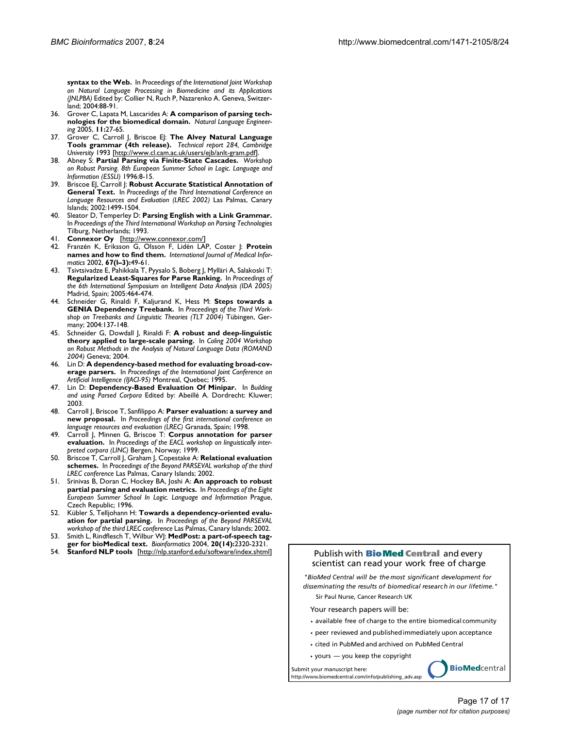**syntax to the Web.** In *Proceedings of the International Joint Workshop on Natural Language Processing in Biomedicine and its Applications (JNLPBA)* Edited by: Collier N, Ruch P, Nazarenko A. Geneva, Switzerland; 2004:88-91.

36. Grover C, Lapata M, Lascarides A: **A comparison of parsing technologies for the biomedical domain.** *Natural Language Engineering* 2005, **11:**27-65.
37. Grover C, Carroll J, Briscoe EJ: **The Alvey Natural Language Tools grammar (4th release).** *Technical report 284, Cambridge University* 1993 [http://www.cl.cam.ac.uk/users/ejb/anlt-gram.pdf].
38. Abney S: **Partial Parsing via Finite-State Cascades.** *Workshop on Robust Parsing. 8th European Summer School in Logic. Language and Information (ESSLI)* 1996:8-15.
39. Briscoe EJ, Carroll J: **Robust Accurate Statistical Annotation of General Text.** In *Proceedings of the Third International Conference on Language Resources and Evaluation (LREC 2002)* Las Palmas, Canary Islands; 2002:1499-1504.
40. Sleator D, Temperley D: **Parsing English with a Link Grammar.** In *Proceedings of the Third International Workshop on Parsing Technologies* Tilburg, Netherlands; 1993.
41. **Connexor Oy** [http://www.connexor.com/]
42. Franzén K, Eriksson G, Olsson F, Lidén LAP, Coster J: **Protein names and how to find them.** *International Journal of Medical Informatics* 2002, **67(I–3):**49-61.
43. Tsivtsivadze E, Pahikkala T, Pyysalo S, Boberg J, Mylläri A, Salakoski T: **Regularized Least-Squares for Parse Ranking.** In *Proceedings of the 6th International Symposium on Intelligent Data Analysis (IDA 2005)* Madrid, Spain; 2005:464-474.
44. Schneider G, Rinaldi F, Kaljurand K, Hess M: **Steps towards a GENIA Dependency Treebank.** In *Proceedings of the Third Workshop on Treebanks and Linguistic Theories (TLT 2004)* Tübingen, Germany; 2004:137-148.
45. Schneider G, Dowdall J, Rinaldi F: **A robust and deep-linguistic theory applied to large-scale parsing.** In *Coling 2004 Workshop on Robust Methods in the Analysis of Natural Language Data (ROMAND 2004)* Geneva; 2004.
46. Lin D: **A dependency-based method for evaluating broad-coverage parsers.** In *Proceedings of the International Joint Conference on Artificial Intelligence (IJACI-95)* Montreal, Quebec; 1995.
47. Lin D: **Dependency-Based Evaluation Of Minipar.** In *Building and using Parsed Corpora* Edited by: Abeillé A. Dordrecht: Kluwer; 2003.
48. Carroll J, Briscoe T, Sanfilippo A: **Parser evaluation: a survey and new proposal.** In *Proceedings of the first international conference on language resources and evaluation (LREC)* Granada, Spain; 1998.
49. Carroll J, Minnen G, Briscoe T: **Corpus annotation for parser evaluation.** In *Proceedings of the EACL workshop on linguistically interpreted corpora (LINC)* Bergen, Norway; 1999.
50. Briscoe T, Carroll J, Graham J, Copestake A: **Relational evaluation schemes.** In *Proceedings of the Beyond PARSEVAL workshop of the third LREC conference* Las Palmas, Canary Islands; 2002.
51. Srinivas B, Doran C, Hockey BA, Joshi A: **An approach to robust partial parsing and evaluation metrics.** In *Proceedings of the Eight European Summer School In Logic. Language and Information* Prague, Czech Republic; 1996.
52. Kübler S, Telljohann H: **Towards a dependency-oriented evaluation for partial parsing.** In *Proceedings of the Beyond PARSEVAL workshop of the third LREC conference* Las Palmas, Canary Islands; 2002.
53. Smith L, Rindflesch T, Wilbur WJ: **MedPost: a part-of-speech tagger for bioMedical text.** *Bioinformatics* 2004, **20(14):**2320-2321.
54. **Stanford NLP tools** [http://nlp.stanford.edu/software/index.shtml]

Publish with **BioMed Central** and every scientist can read your work free of charge

*"BioMed Central will be the most significant development for disseminating the results of biomedical research in our lifetime."*

Sir Paul Nurse, Cancer Research UK

Your research papers will be:

- available free of charge to the entire biomedical community
- peer reviewed and published immediately upon acceptance
- cited in PubMed and archived on PubMed Central
- yours — you keep the copyright

Submit your manuscript here:
http://www.biomedcentral.com/info/publishing_adv.asp

BioMedcentral